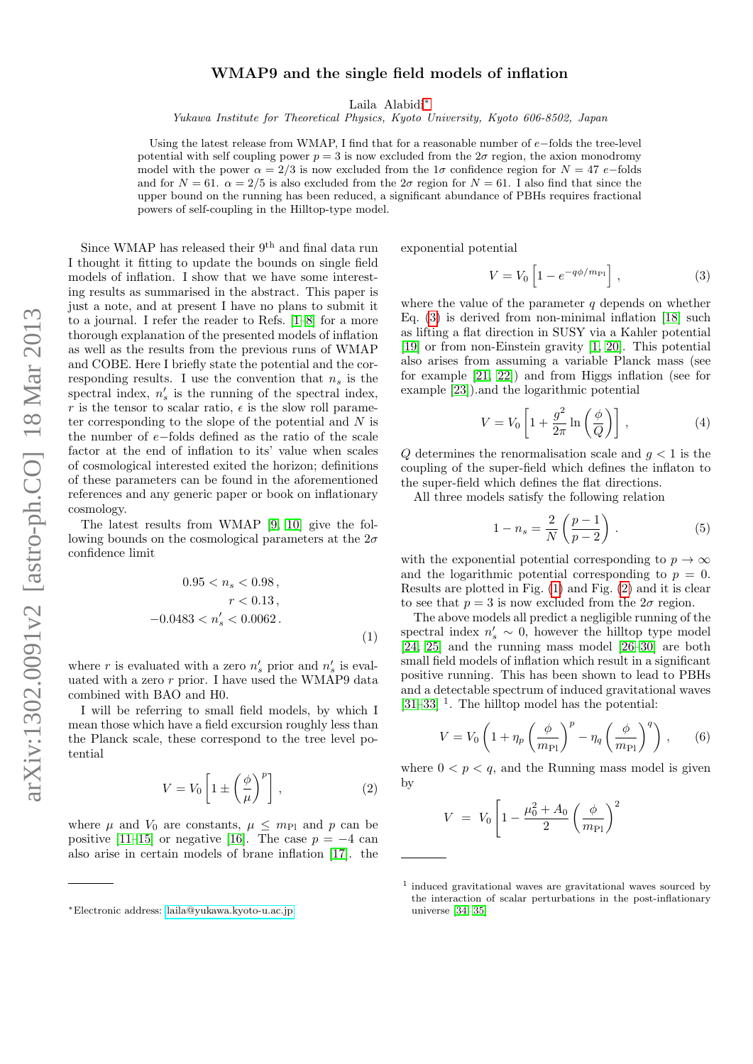# WMAP9 and the single field models of inflation

Laila Alabidi[*]

*Yukawa Institute for Theoretical Physics, Kyoto University, Kyoto 606-8502, Japan*

Using the latest release from WMAP, I find that for a reasonable number of $e-$folds the tree-level potential with self coupling power $p = 3$ is now excluded from the $2\sigma$ region, the axion monodromy model with the power $\alpha = 2/3$ is now excluded from the $1\sigma$ confidence region for $N = 47$ $e-$folds and for $N = 61$. $\alpha = 2/5$ is also excluded from the $2\sigma$ region for $N = 61$. I also find that since the upper bound on the running has been reduced, a significant abundance of PBHs requires fractional powers of self-coupling in the Hilltop-type model.

Since WMAP has released their 9$^{\text{th}}$ and final data run I thought it fitting to update the bounds on single field models of inflation. I show that we have some interesting results as summarised in the abstract. This paper is just a note, and at present I have no plans to submit it to a journal. I refer the reader to Refs. [1–8] for a more thorough explanation of the presented models of inflation as well as the results from the previous runs of WMAP and COBE. Here I briefly state the potential and the corresponding results. I use the convention that $n_s$ is the spectral index, $n_s'$ is the running of the spectral index, $r$ is the tensor to scalar ratio, $\epsilon$ is the slow roll parameter corresponding to the slope of the potential and $N$ is the number of $e-$folds defined as the ratio of the scale factor at the end of inflation to its' value when scales of cosmological interested exited the horizon; definitions of these parameters can be found in the aforementioned references and any generic paper or book on inflationary cosmology.

The latest results from WMAP [9, 10] give the following bounds on the cosmological parameters at the $2\sigma$ confidence limit

$$
\begin{aligned}
0.95 < n_s < 0.98\,, \\
r < 0.13\,, \\
-0.0483 < n_s' < 0.0062\,.
\end{aligned}
\tag{1}
$$

where $r$ is evaluated with a zero $n_s'$ prior and $n_s'$ is evaluated with a zero $r$ prior. I have used the WMAP9 data combined with BAO and H0.

I will be referring to small field models, by which I mean those which have a field excursion roughly less than the Planck scale, these correspond to the tree level potential

$$
V = V_0\left[1 \pm \left(\frac{\phi}{\mu}\right)^p\right]\,, \tag{2}
$$

where $\mu$ and $V_0$ are constants, $\mu \leq m_{\rm Pl}$ and $p$ can be positive [11–15] or negative [16]. The case $p = -4$ can also arise in certain models of brane inflation [17]. the exponential potential

$$
V = V_0\left[1 - e^{-q\phi/m_{\rm Pl}}\right]\,, \tag{3}
$$

where the value of the parameter $q$ depends on whether Eq. (3) is derived from non-minimal inflation [18] such as lifting a flat direction in SUSY via a Kahler potential [19] or from non-Einstein gravity [1, 20]. This potential also arises from assuming a variable Planck mass (see for example [21, 22]) and from Higgs inflation (see for example [23]).and the logarithmic potential

$$
V = V_0\left[1 + \frac{g^2}{2\pi}\ln\left(\frac{\phi}{Q}\right)\right]\,, \tag{4}
$$

$Q$ determines the renormalisation scale and $g < 1$ is the coupling of the super-field which defines the inflaton to the super-field which defines the flat directions.

All three models satisfy the following relation

$$
1 - n_s = \frac{2}{N}\left(\frac{p-1}{p-2}\right)\,. \tag{5}
$$

with the exponential potential corresponding to $p \to \infty$ and the logarithmic potential corresponding to $p = 0$. Results are plotted in Fig. (1) and Fig. (2) and it is clear to see that $p = 3$ is now excluded from the $2\sigma$ region.

The above models all predict a negligible running of the spectral index $n_s' \sim 0$, however the hilltop type model [24, 25] and the running mass model [26–30] are both small field models of inflation which result in a significant positive running. This has been shown to lead to PBHs and a detectable spectrum of induced gravitational waves [31–33] [1]. The hilltop model has the potential:

$$
V = V_0\left(1 + \eta_p\left(\frac{\phi}{m_{\rm Pl}}\right)^p - \eta_q\left(\frac{\phi}{m_{\rm Pl}}\right)^q\right)\,, \tag{6}
$$

where $0 < p < q$, and the Running mass model is given by

$$
V = V_0\left[1 - \frac{\mu_0^2 + A_0}{2}\left(\frac{\phi}{m_{\rm Pl}}\right)^2\right.
$$

[*] Electronic address: laila@yukawa.kyoto-u.ac.jp

[1] induced gravitational waves are gravitational waves sourced by the interaction of scalar perturbations in the post-inflationary universe [34, 35]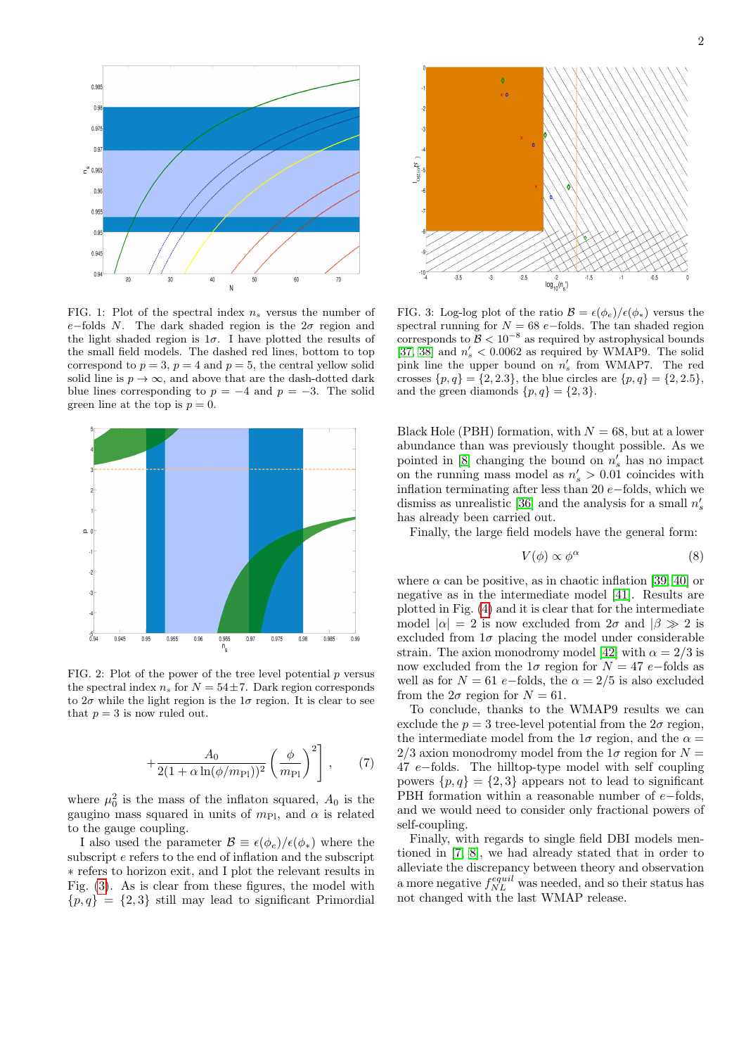FIG. 1: Plot of the spectral index $n_s$ versus the number of $e-$folds $N$. The dark shaded region is the $2\sigma$ region and the light shaded region is $1\sigma$. I have plotted the results of the small field models. The dashed red lines, bottom to top correspond to $p = 3$, $p = 4$ and $p = 5$, the central yellow solid solid line is $p \to \infty$, and above that are the dash-dotted dark blue lines corresponding to $p = -4$ and $p = -3$. The solid green line at the top is $p = 0$.

FIG. 2: Plot of the power of the tree level potential $p$ versus the spectral index $n_s$ for $N = 54 \pm 7$. Dark region corresponds to $2\sigma$ while the light region is the $1\sigma$ region. It is clear to see that $p = 3$ is now ruled out.

$$+ \frac{A_0}{2(1 + \alpha \ln(\phi/m_{\rm Pl}))^2} \left(\frac{\phi}{m_{\rm Pl}}\right)^2 \Bigg] , \qquad (7)$$

where $\mu_0^2$ is the mass of the inflaton squared, $A_0$ is the gaugino mass squared in units of $m_{\rm Pl}$, and $\alpha$ is related to the gauge coupling.

I also used the parameter $\mathcal{B} \equiv \epsilon(\phi_e)/\epsilon(\phi_*)$ where the subscript $e$ refers to the end of inflation and the subscript $*$ refers to horizon exit, and I plot the relevant results in Fig. (3). As is clear from these figures, the model with $\{p, q\} = \{2, 3\}$ still may lead to significant Primordial Black Hole (PBH) formation, with $N = 68$, but at a lower abundance than was previously thought possible. As we pointed in [8] changing the bound on $n_s'$ has no impact on the running mass model as $n_s' > 0.01$ coincides with inflation terminating after less than 20 $e-$folds, which we dismiss as unrealistic [36] and the analysis for a small $n_s'$ has already been carried out.

FIG. 3: Log-log plot of the ratio $\mathcal{B} = \epsilon(\phi_e)/\epsilon(\phi_*)$ versus the spectral running for $N = 68$ $e-$folds. The tan shaded region corresponds to $\mathcal{B} < 10^{-8}$ as required by astrophysical bounds [37, 38] and $n_s' < 0.0062$ as required by WMAP9. The solid pink line the upper bound on $n_s'$ from WMAP7. The red crosses $\{p, q\} = \{2, 2.3\}$, the blue circles are $\{p, q\} = \{2, 2.5\}$, and the green diamonds $\{p, q\} = \{2, 3\}$.

Finally, the large field models have the general form:

$$V(\phi) \propto \phi^\alpha \qquad (8)$$

where $\alpha$ can be positive, as in chaotic inflation [39, 40] or negative as in the intermediate model [41]. Results are plotted in Fig. (4) and it is clear that for the intermediate model $|\alpha| = 2$ is now excluded from $2\sigma$ and $|\beta \gg 2$ is excluded from $1\sigma$ placing the model under considerable strain. The axion monodromy model [42] with $\alpha = 2/3$ is now excluded from the $1\sigma$ region for $N = 47$ $e-$folds as well as for $N = 61$ $e-$folds, the $\alpha = 2/5$ is also excluded from the $2\sigma$ region for $N = 61$.

To conclude, thanks to the WMAP9 results we can exclude the $p = 3$ tree-level potential from the $2\sigma$ region, the intermediate model from the $1\sigma$ region, and the $\alpha = 2/3$ axion monodromy model from the $1\sigma$ region for $N = 47$ $e-$folds. The hilltop-type model with self coupling powers $\{p, q\} = \{2, 3\}$ appears not to lead to significant PBH formation within a reasonable number of $e-$folds, and we would need to consider only fractional powers of self-coupling.

Finally, with regards to single field DBI models mentioned in [7, 8], we had already stated that in order to alleviate the discrepancy between theory and observation a more negative $f_{NL}^{equil}$ was needed, and so their status has not changed with the last WMAP release.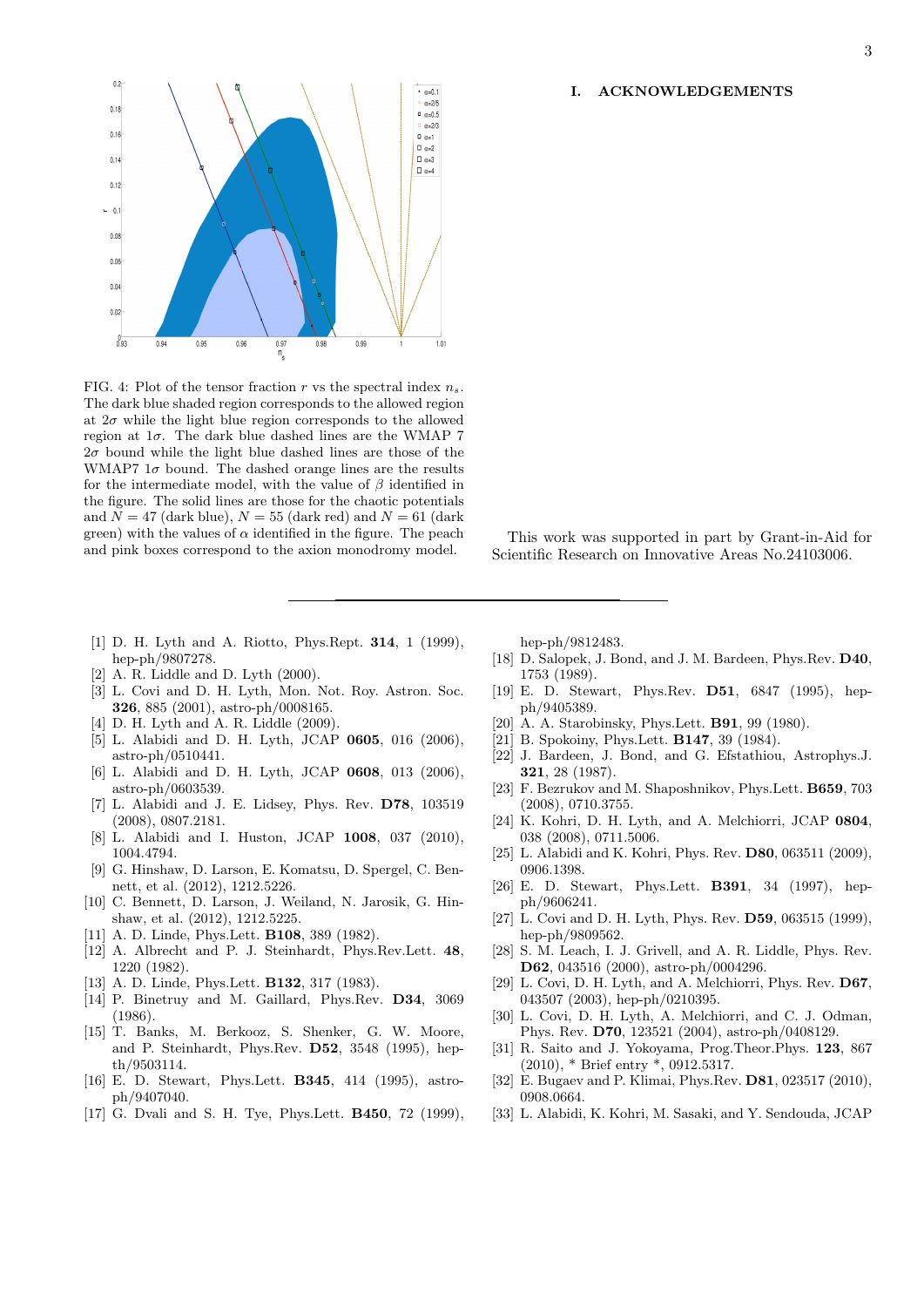FIG. 4: Plot of the tensor fraction $r$ vs the spectral index $n_s$. The dark blue shaded region corresponds to the allowed region at $2\sigma$ while the light blue region corresponds to the allowed region at $1\sigma$. The dark blue dashed lines are the WMAP 7 $2\sigma$ bound while the light blue dashed lines are those of the WMAP7 $1\sigma$ bound. The dashed orange lines are the results for the intermediate model, with the value of $\beta$ identified in the figure. The solid lines are those for the chaotic potentials and $N = 47$ (dark blue), $N = 55$ (dark red) and $N = 61$ (dark green) with the values of $\alpha$ identified in the figure. The peach and pink boxes correspond to the axion monodromy model.

# I. ACKNOWLEDGEMENTS

This work was supported in part by Grant-in-Aid for Scientific Research on Innovative Areas No.24103006.

---

[1] D. H. Lyth and A. Riotto, Phys.Rept. **314**, 1 (1999), hep-ph/9807278.

[2] A. R. Liddle and D. Lyth (2000).

[3] L. Covi and D. H. Lyth, Mon. Not. Roy. Astron. Soc. **326**, 885 (2001), astro-ph/0008165.

[4] D. H. Lyth and A. R. Liddle (2009).

[5] L. Alabidi and D. H. Lyth, JCAP **0605**, 016 (2006), astro-ph/0510441.

[6] L. Alabidi and D. H. Lyth, JCAP **0608**, 013 (2006), astro-ph/0603539.

[7] L. Alabidi and J. E. Lidsey, Phys. Rev. **D78**, 103519 (2008), 0807.2181.

[8] L. Alabidi and I. Huston, JCAP **1008**, 037 (2010), 1004.4794.

[9] G. Hinshaw, D. Larson, E. Komatsu, D. Spergel, C. Bennett, et al. (2012), 1212.5226.

[10] C. Bennett, D. Larson, J. Weiland, N. Jarosik, G. Hinshaw, et al. (2012), 1212.5225.

[11] A. D. Linde, Phys.Lett. **B108**, 389 (1982).

[12] A. Albrecht and P. J. Steinhardt, Phys.Rev.Lett. **48**, 1220 (1982).

[13] A. D. Linde, Phys.Lett. **B132**, 317 (1983).

[14] P. Binetruy and M. Gaillard, Phys.Rev. **D34**, 3069 (1986).

[15] T. Banks, M. Berkooz, S. Shenker, G. W. Moore, and P. Steinhardt, Phys.Rev. **D52**, 3548 (1995), hep-th/9503114.

[16] E. D. Stewart, Phys.Lett. **B345**, 414 (1995), astro-ph/9407040.

[17] G. Dvali and S. H. Tye, Phys.Lett. **B450**, 72 (1999), hep-ph/9812483.

[18] D. Salopek, J. Bond, and J. M. Bardeen, Phys.Rev. **D40**, 1753 (1989).

[19] E. D. Stewart, Phys.Rev. **D51**, 6847 (1995), hep-ph/9405389.

[20] A. A. Starobinsky, Phys.Lett. **B91**, 99 (1980).

[21] B. Spokoiny, Phys.Lett. **B147**, 39 (1984).

[22] J. Bardeen, J. Bond, and G. Efstathiou, Astrophys.J. **321**, 28 (1987).

[23] F. Bezrukov and M. Shaposhnikov, Phys.Lett. **B659**, 703 (2008), 0710.3755.

[24] K. Kohri, D. H. Lyth, and A. Melchiorri, JCAP **0804**, 038 (2008), 0711.5006.

[25] L. Alabidi and K. Kohri, Phys. Rev. **D80**, 063511 (2009), 0906.1398.

[26] E. D. Stewart, Phys.Lett. **B391**, 34 (1997), hep-ph/9606241.

[27] L. Covi and D. H. Lyth, Phys. Rev. **D59**, 063515 (1999), hep-ph/9809562.

[28] S. M. Leach, I. J. Grivell, and A. R. Liddle, Phys. Rev. **D62**, 043516 (2000), astro-ph/0004296.

[29] L. Covi, D. H. Lyth, and A. Melchiorri, Phys. Rev. **D67**, 043507 (2003), hep-ph/0210395.

[30] L. Covi, D. H. Lyth, A. Melchiorri, and C. J. Odman, Phys. Rev. **D70**, 123521 (2004), astro-ph/0408129.

[31] R. Saito and J. Yokoyama, Prog.Theor.Phys. **123**, 867 (2010), * Brief entry *, 0912.5317.

[32] E. Bugaev and P. Klimai, Phys.Rev. **D81**, 023517 (2010), 0908.0664.

[33] L. Alabidi, K. Kohri, M. Sasaki, and Y. Sendouda, JCAP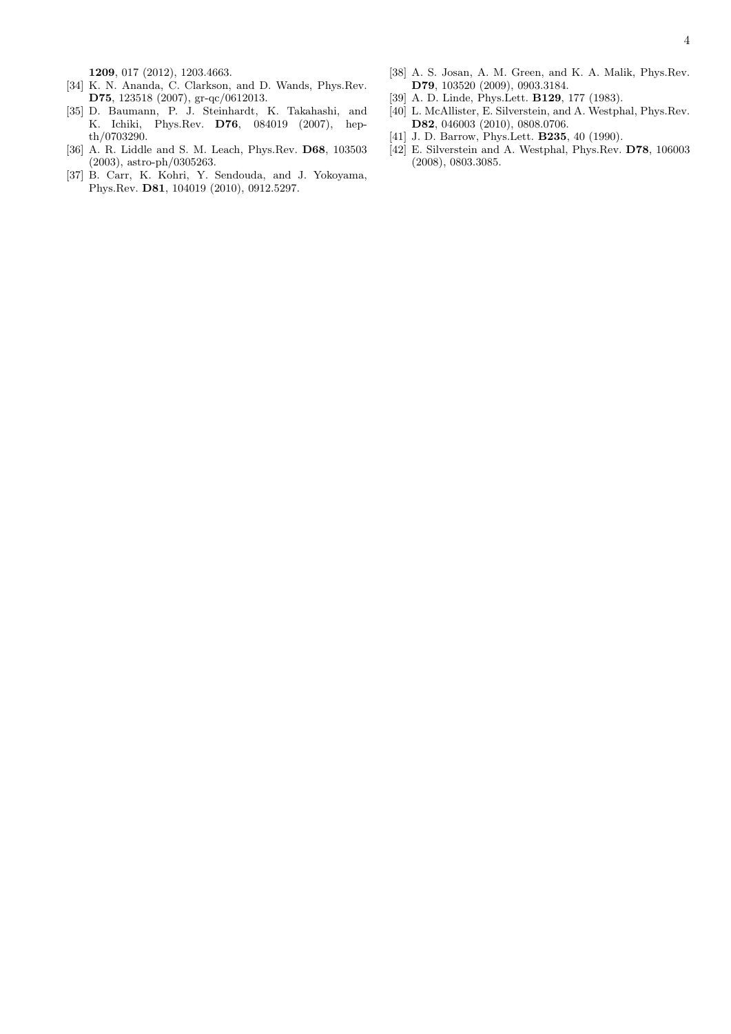**1209**, 017 (2012), 1203.4663.

[34] K. N. Ananda, C. Clarkson, and D. Wands, Phys.Rev. **D75**, 123518 (2007), gr-qc/0612013.

[35] D. Baumann, P. J. Steinhardt, K. Takahashi, and K. Ichiki, Phys.Rev. **D76**, 084019 (2007), hep-th/0703290.

[36] A. R. Liddle and S. M. Leach, Phys.Rev. **D68**, 103503 (2003), astro-ph/0305263.

[37] B. Carr, K. Kohri, Y. Sendouda, and J. Yokoyama, Phys.Rev. **D81**, 104019 (2010), 0912.5297.

[38] A. S. Josan, A. M. Green, and K. A. Malik, Phys.Rev. **D79**, 103520 (2009), 0903.3184.

[39] A. D. Linde, Phys.Lett. **B129**, 177 (1983).

[40] L. McAllister, E. Silverstein, and A. Westphal, Phys.Rev. **D82**, 046003 (2010), 0808.0706.

[41] J. D. Barrow, Phys.Lett. **B235**, 40 (1990).

[42] E. Silverstein and A. Westphal, Phys.Rev. **D78**, 106003 (2008), 0803.3085.